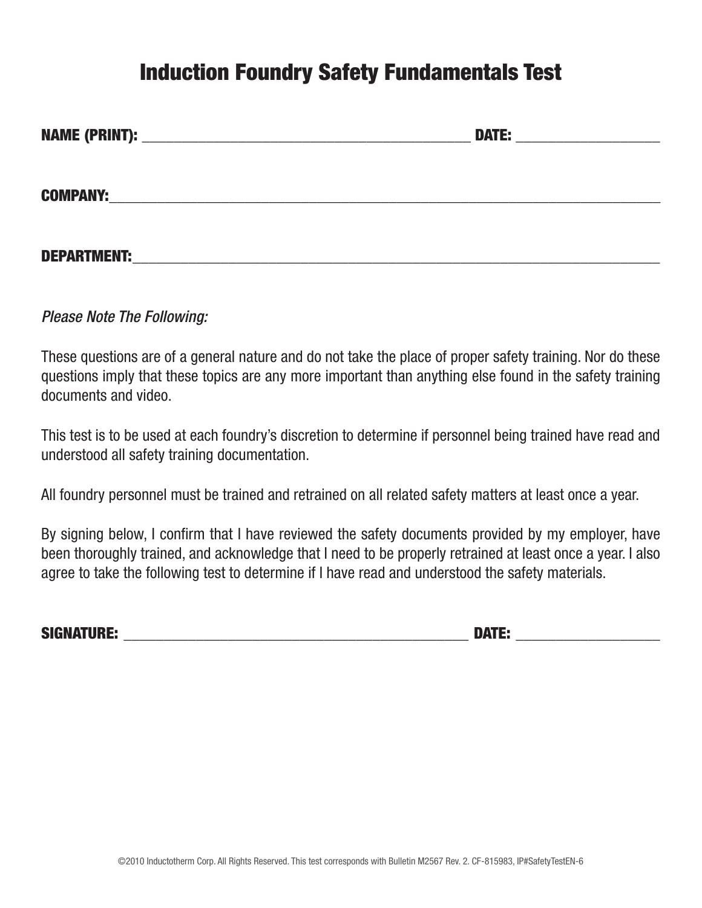# Induction Foundry Safety Fundamentals Test

**NAME (PRINT):** ____________________________________________ **DATE:** ___________________

**COMPANY:**____________________________________________________________________________

**DEPARTMENT:**_________________________________________________________________________

*Please Note The Following:*

These questions are of a general nature and do not take the place of proper safety training. Nor do these questions imply that these topics are any more important than anything else found in the safety training documents and video.

This test is to be used at each foundry's discretion to determine if personnel being trained have read and understood all safety training documentation.

All foundry personnel must be trained and retrained on all related safety matters at least once a year.

By signing below, I confirm that I have reviewed the safety documents provided by my employer, have been thoroughly trained, and acknowledge that I need to be properly retrained at least once a year. I also agree to take the following test to determine if I have read and understood the safety materials.

**SIGNATURE:** _______________________________________________ **DATE:** ___________________

©2010 Inductotherm Corp. All Rights Reserved. This test corresponds with Bulletin M2567 Rev. 2. CF-815983, IP#SafetyTestEN-6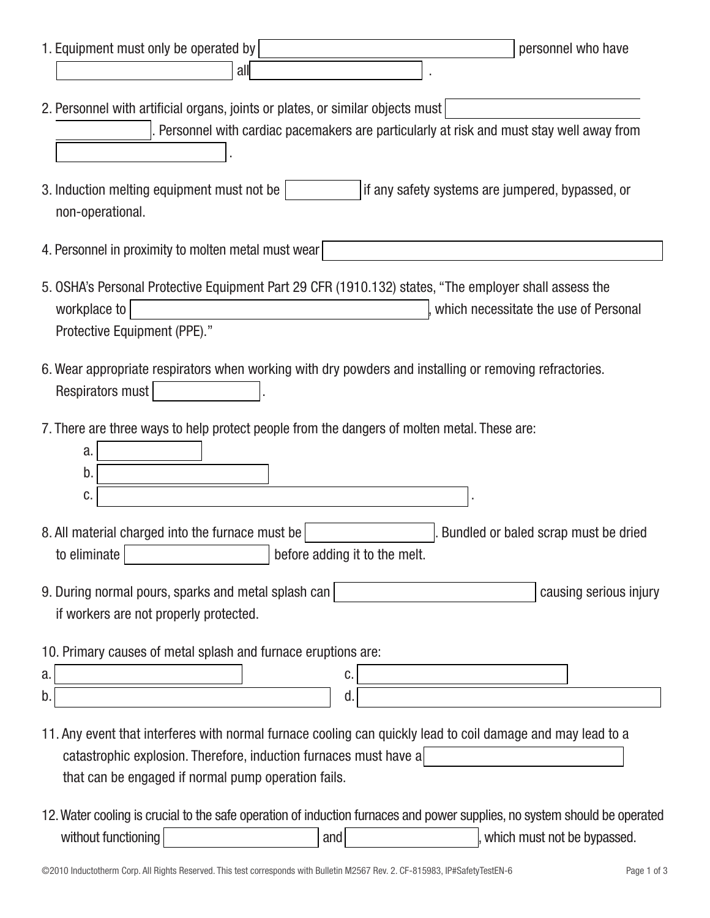1. Equipment must only be operated by ________________ personnel who have ________________ all ________________ .

2. Personnel with artificial organs, joints or plates, or similar objects must ________________ ________________. Personnel with cardiac pacemakers are particularly at risk and must stay well away from ________________ .

3. Induction melting equipment must not be ________________ if any safety systems are jumpered, bypassed, or non-operational.

4. Personnel in proximity to molten metal must wear ________________

5. OSHA's Personal Protective Equipment Part 29 CFR (1910.132) states, "The employer shall assess the workplace to ________________, which necessitate the use of Personal Protective Equipment (PPE)."

6. Wear appropriate respirators when working with dry powders and installing or removing refractories. Respirators must ________________ .

7. There are three ways to help protect people from the dangers of molten metal. These are:
   a. ________________
   b. ________________
   c. ________________ .

8. All material charged into the furnace must be ________________. Bundled or baled scrap must be dried to eliminate ________________ before adding it to the melt.

9. During normal pours, sparks and metal splash can ________________ causing serious injury if workers are not properly protected.

10. Primary causes of metal splash and furnace eruptions are:

a. ________________
b. ________________
c. ________________
d. ________________

11. Any event that interferes with normal furnace cooling can quickly lead to coil damage and may lead to a catastrophic explosion. Therefore, induction furnaces must have a ________________ that can be engaged if normal pump operation fails.

12. Water cooling is crucial to the safe operation of induction furnaces and power supplies, no system should be operated without functioning ________________ and ________________, which must not be bypassed.

©2010 Inductotherm Corp. All Rights Reserved. This test corresponds with Bulletin M2567 Rev. 2. CF-815983, IP#SafetyTestEN-6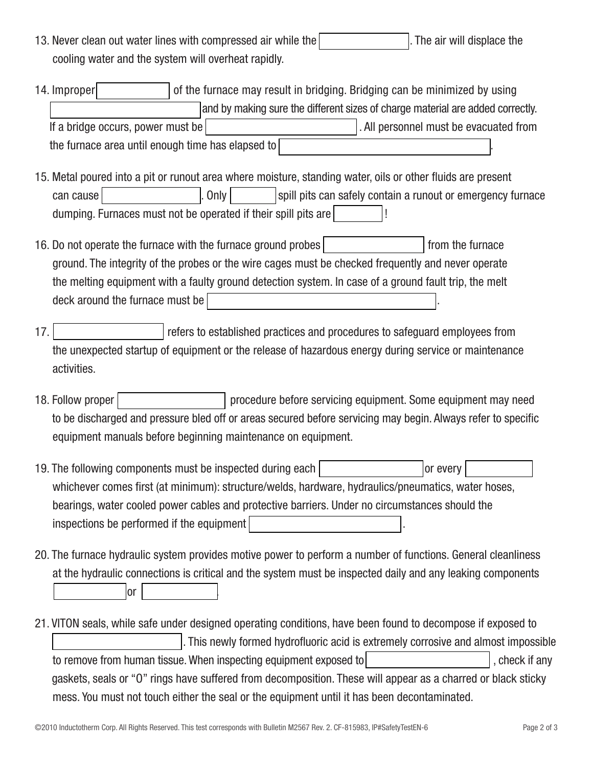13. Never clean out water lines with compressed air while the ______________. The air will displace the cooling water and the system will overheat rapidly.

14. Improper ______________ of the furnace may result in bridging. Bridging can be minimized by using ______________ and by making sure the different sizes of charge material are added correctly. If a bridge occurs, power must be ______________. All personnel must be evacuated from the furnace area until enough time has elapsed to ______________.

15. Metal poured into a pit or runout area where moisture, standing water, oils or other fluids are present can cause ______________. Only ______________ spill pits can safely contain a runout or emergency furnace dumping. Furnaces must not be operated if their spill pits are ______________!

16. Do not operate the furnace with the furnace ground probes ______________ from the furnace ground. The integrity of the probes or the wire cages must be checked frequently and never operate the melting equipment with a faulty ground detection system. In case of a ground fault trip, the melt deck around the furnace must be ______________.

17. ______________ refers to established practices and procedures to safeguard employees from the unexpected startup of equipment or the release of hazardous energy during service or maintenance activities.

18. Follow proper ______________ procedure before servicing equipment. Some equipment may need to be discharged and pressure bled off or areas secured before servicing may begin. Always refer to specific equipment manuals before beginning maintenance on equipment.

19. The following components must be inspected during each ______________ or every ______________ whichever comes first (at minimum): structure/welds, hardware, hydraulics/pneumatics, water hoses, bearings, water cooled power cables and protective barriers. Under no circumstances should the inspections be performed if the equipment ______________.

20. The furnace hydraulic system provides motive power to perform a number of functions. General cleanliness at the hydraulic connections is critical and the system must be inspected daily and any leaking components ______________ or ______________.

21. VITON seals, while safe under designed operating conditions, have been found to decompose if exposed to ______________. This newly formed hydrofluoric acid is extremely corrosive and almost impossible to remove from human tissue. When inspecting equipment exposed to ______________, check if any gaskets, seals or "O" rings have suffered from decomposition. These will appear as a charred or black sticky mess. You must not touch either the seal or the equipment until it has been decontaminated.

©2010 Inductotherm Corp. All Rights Reserved. This test corresponds with Bulletin M2567 Rev. 2. CF-815983, IP#SafetyTestEN-6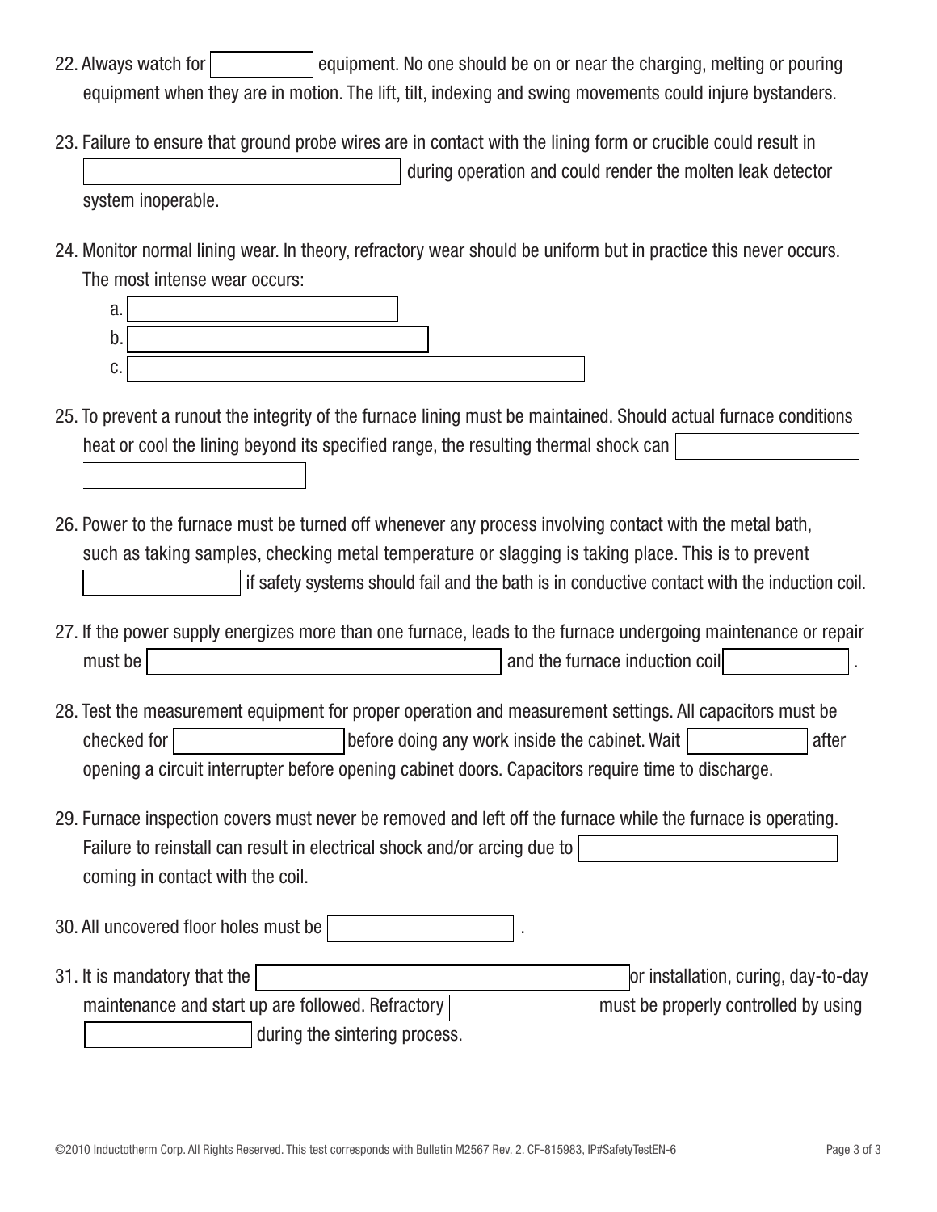22. Always watch for \_\_\_\_\_\_\_\_\_\_ equipment. No one should be on or near the charging, melting or pouring equipment when they are in motion. The lift, tilt, indexing and swing movements could injure bystanders.

23. Failure to ensure that ground probe wires are in contact with the lining form or crucible could result in \_\_\_\_\_\_\_\_\_\_\_\_\_\_\_\_\_\_\_\_\_\_\_\_\_\_\_\_ during operation and could render the molten leak detector system inoperable.

24. Monitor normal lining wear. In theory, refractory wear should be uniform but in practice this never occurs. The most intense wear occurs:
    a. \_\_\_\_\_\_\_\_\_\_\_\_\_\_\_\_\_\_\_\_\_\_\_\_
    b. \_\_\_\_\_\_\_\_\_\_\_\_\_\_\_\_\_\_\_\_\_\_\_\_\_\_\_
    c. \_\_\_\_\_\_\_\_\_\_\_\_\_\_\_\_\_\_\_\_\_\_\_\_\_\_\_\_\_\_\_\_\_\_\_\_\_\_\_\_\_\_

25. To prevent a runout the integrity of the furnace lining must be maintained. Should actual furnace conditions heat or cool the lining beyond its specified range, the resulting thermal shock can \_\_\_\_\_\_\_\_\_\_\_\_\_\_\_\_\_\_\_\_\_\_\_\_\_\_\_\_\_\_\_\_\_\_\_\_\_\_\_\_\_\_\_\_

26. Power to the furnace must be turned off whenever any process involving contact with the metal bath, such as taking samples, checking metal temperature or slagging is taking place. This is to prevent \_\_\_\_\_\_\_\_\_\_\_\_\_\_ if safety systems should fail and the bath is in conductive contact with the induction coil.

27. If the power supply energizes more than one furnace, leads to the furnace undergoing maintenance or repair must be \_\_\_\_\_\_\_\_\_\_\_\_\_\_\_\_\_\_\_\_\_\_\_\_\_\_\_\_\_\_\_ and the furnace induction coil \_\_\_\_\_\_\_\_\_\_ .

28. Test the measurement equipment for proper operation and measurement settings. All capacitors must be checked for \_\_\_\_\_\_\_\_\_\_\_\_\_\_\_ before doing any work inside the cabinet. Wait \_\_\_\_\_\_\_\_\_\_ after opening a circuit interrupter before opening cabinet doors. Capacitors require time to discharge.

29. Furnace inspection covers must never be removed and left off the furnace while the furnace is operating. Failure to reinstall can result in electrical shock and/or arcing due to \_\_\_\_\_\_\_\_\_\_\_\_\_\_\_\_\_\_\_\_\_\_ coming in contact with the coil.

30. All uncovered floor holes must be \_\_\_\_\_\_\_\_\_\_\_\_\_\_\_\_ .

31. It is mandatory that the \_\_\_\_\_\_\_\_\_\_\_\_\_\_\_\_\_\_\_\_\_\_\_\_\_\_\_\_\_\_\_\_\_\_ or installation, curing, day-to-day maintenance and start up are followed. Refractory \_\_\_\_\_\_\_\_\_\_\_\_ must be properly controlled by using \_\_\_\_\_\_\_\_\_\_\_\_\_\_ during the sintering process.